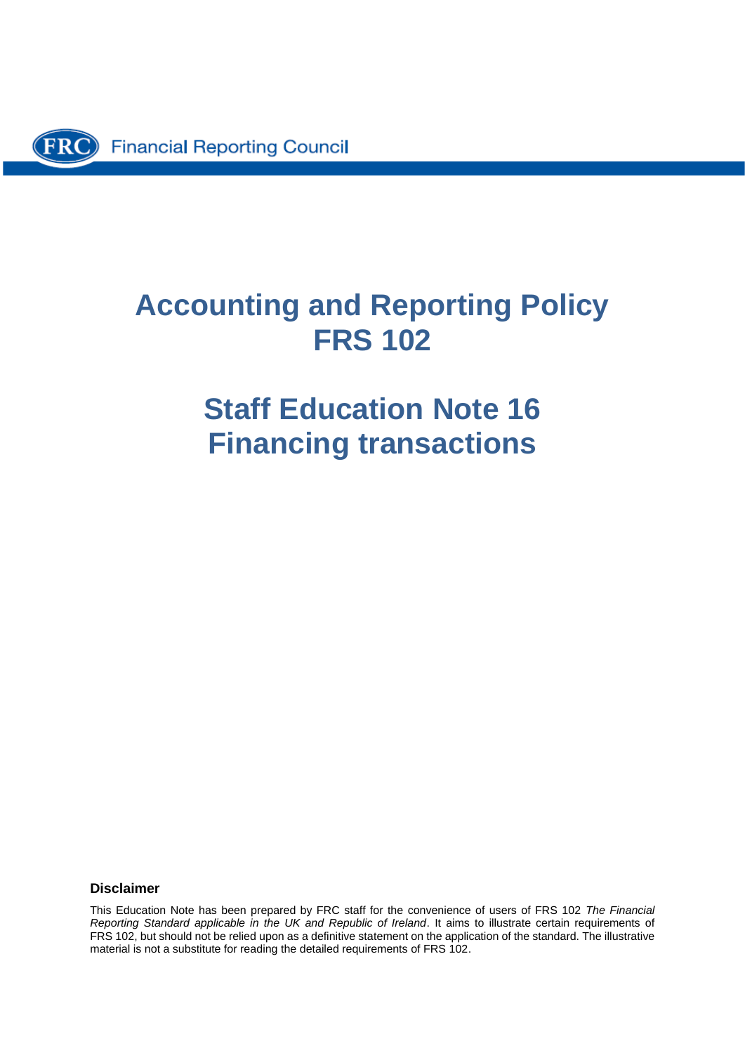Financial Reporting Council

# Accounting and Reporting Policy
# FRS 102

# Staff Education Note 16
# Financing transactions

**Disclaimer**

This Education Note has been prepared by FRC staff for the convenience of users of FRS 102 *The Financial Reporting Standard applicable in the UK and Republic of Ireland*. It aims to illustrate certain requirements of FRS 102, but should not be relied upon as a definitive statement on the application of the standard. The illustrative material is not a substitute for reading the detailed requirements of FRS 102.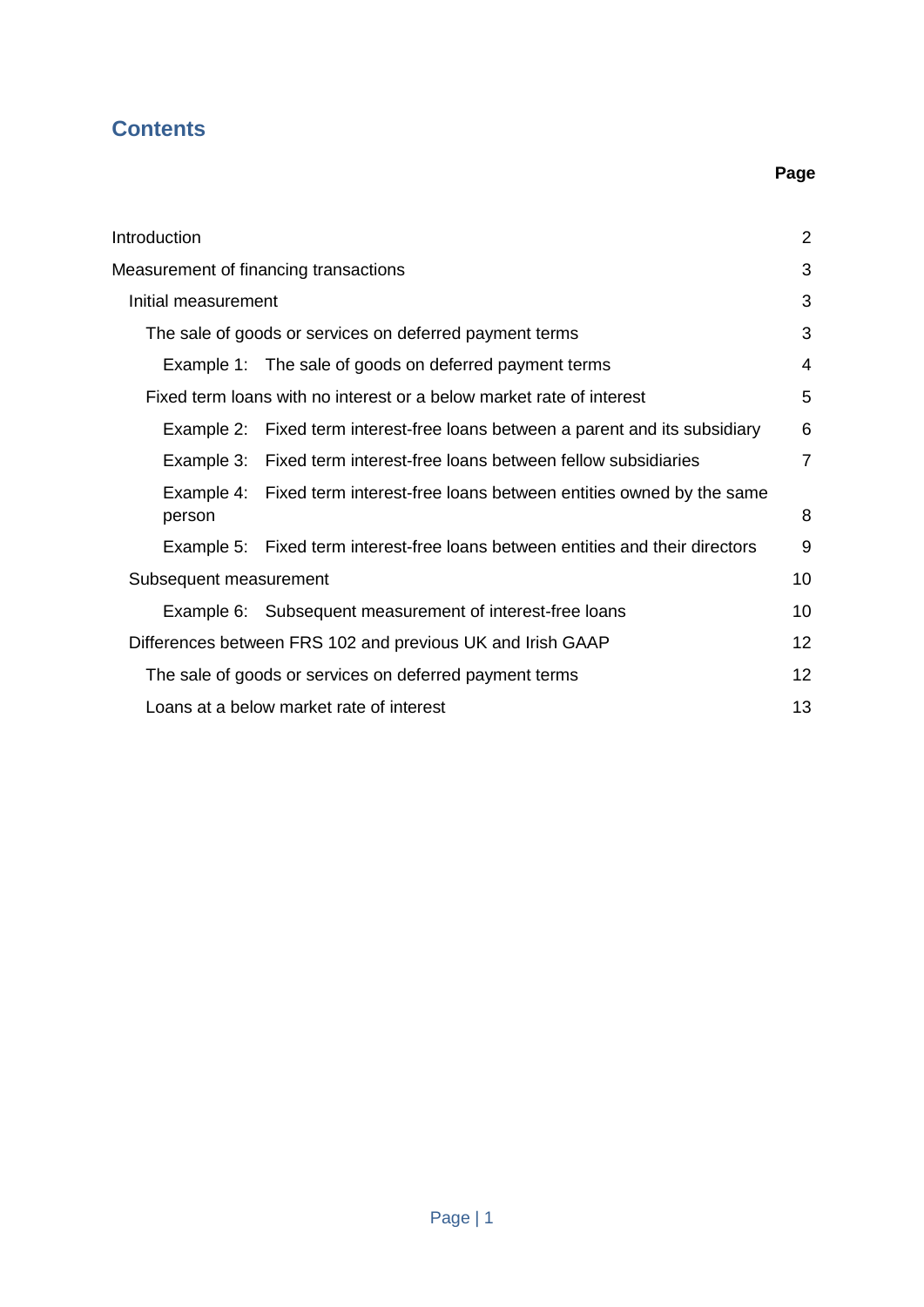# Contents

| | Page |
|---|---|
| Introduction | 2 |
| Measurement of financing transactions | 3 |
| Initial measurement | 3 |
| The sale of goods or services on deferred payment terms | 3 |
| Example 1: The sale of goods on deferred payment terms | 4 |
| Fixed term loans with no interest or a below market rate of interest | 5 |
| Example 2: Fixed term interest-free loans between a parent and its subsidiary | 6 |
| Example 3: Fixed term interest-free loans between fellow subsidiaries | 7 |
| Example 4: Fixed term interest-free loans between entities owned by the same person | 8 |
| Example 5: Fixed term interest-free loans between entities and their directors | 9 |
| Subsequent measurement | 10 |
| Example 6: Subsequent measurement of interest-free loans | 10 |
| Differences between FRS 102 and previous UK and Irish GAAP | 12 |
| The sale of goods or services on deferred payment terms | 12 |
| Loans at a below market rate of interest | 13 |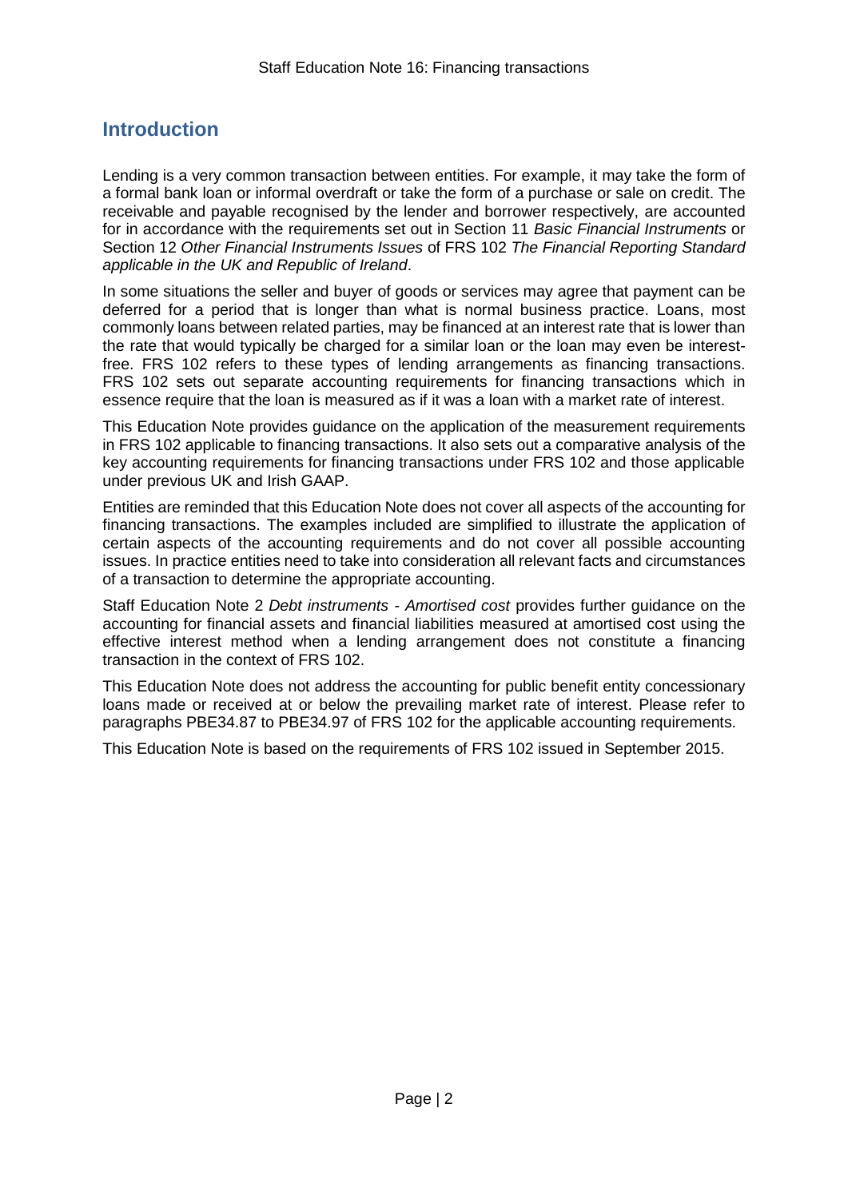## Introduction

Lending is a very common transaction between entities. For example, it may take the form of a formal bank loan or informal overdraft or take the form of a purchase or sale on credit. The receivable and payable recognised by the lender and borrower respectively, are accounted for in accordance with the requirements set out in Section 11 *Basic Financial Instruments* or Section 12 *Other Financial Instruments Issues* of FRS 102 *The Financial Reporting Standard applicable in the UK and Republic of Ireland*.

In some situations the seller and buyer of goods or services may agree that payment can be deferred for a period that is longer than what is normal business practice. Loans, most commonly loans between related parties, may be financed at an interest rate that is lower than the rate that would typically be charged for a similar loan or the loan may even be interest-free. FRS 102 refers to these types of lending arrangements as financing transactions. FRS 102 sets out separate accounting requirements for financing transactions which in essence require that the loan is measured as if it was a loan with a market rate of interest.

This Education Note provides guidance on the application of the measurement requirements in FRS 102 applicable to financing transactions. It also sets out a comparative analysis of the key accounting requirements for financing transactions under FRS 102 and those applicable under previous UK and Irish GAAP.

Entities are reminded that this Education Note does not cover all aspects of the accounting for financing transactions. The examples included are simplified to illustrate the application of certain aspects of the accounting requirements and do not cover all possible accounting issues. In practice entities need to take into consideration all relevant facts and circumstances of a transaction to determine the appropriate accounting.

Staff Education Note 2 *Debt instruments - Amortised cost* provides further guidance on the accounting for financial assets and financial liabilities measured at amortised cost using the effective interest method when a lending arrangement does not constitute a financing transaction in the context of FRS 102.

This Education Note does not address the accounting for public benefit entity concessionary loans made or received at or below the prevailing market rate of interest. Please refer to paragraphs PBE34.87 to PBE34.97 of FRS 102 for the applicable accounting requirements.

This Education Note is based on the requirements of FRS 102 issued in September 2015.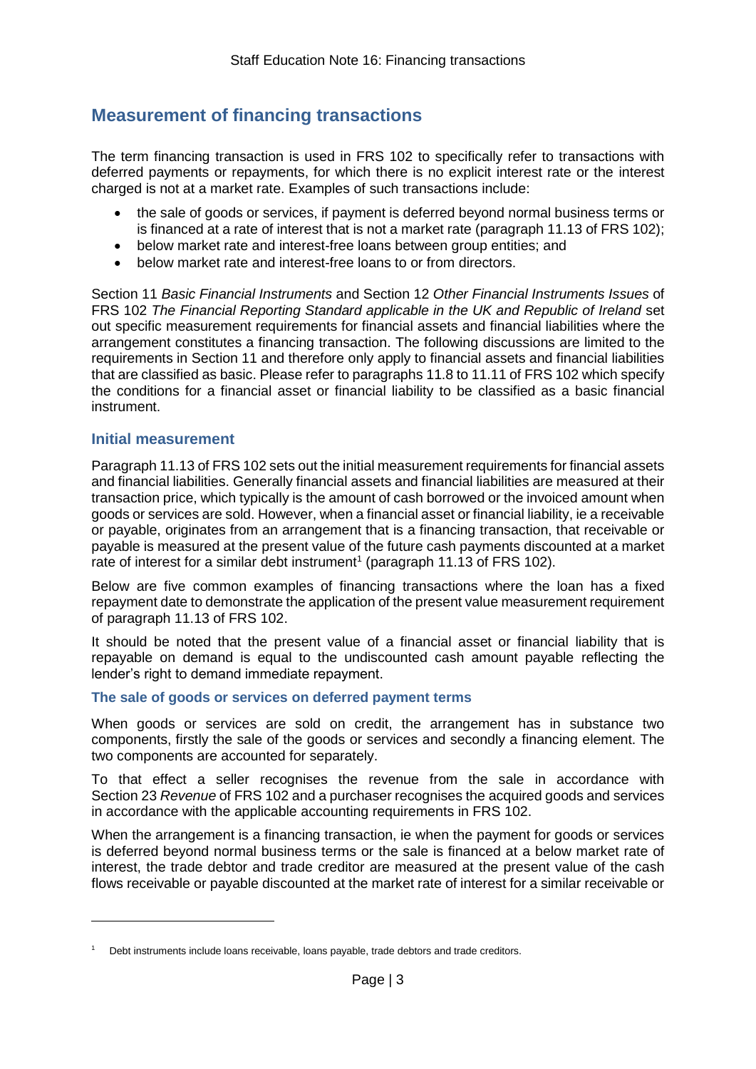## Measurement of financing transactions

The term financing transaction is used in FRS 102 to specifically refer to transactions with deferred payments or repayments, for which there is no explicit interest rate or the interest charged is not at a market rate. Examples of such transactions include:

- the sale of goods or services, if payment is deferred beyond normal business terms or is financed at a rate of interest that is not a market rate (paragraph 11.13 of FRS 102);
- below market rate and interest-free loans between group entities; and
- below market rate and interest-free loans to or from directors.

Section 11 *Basic Financial Instruments* and Section 12 *Other Financial Instruments Issues* of FRS 102 *The Financial Reporting Standard applicable in the UK and Republic of Ireland* set out specific measurement requirements for financial assets and financial liabilities where the arrangement constitutes a financing transaction. The following discussions are limited to the requirements in Section 11 and therefore only apply to financial assets and financial liabilities that are classified as basic. Please refer to paragraphs 11.8 to 11.11 of FRS 102 which specify the conditions for a financial asset or financial liability to be classified as a basic financial instrument.

### Initial measurement

Paragraph 11.13 of FRS 102 sets out the initial measurement requirements for financial assets and financial liabilities. Generally financial assets and financial liabilities are measured at their transaction price, which typically is the amount of cash borrowed or the invoiced amount when goods or services are sold. However, when a financial asset or financial liability, ie a receivable or payable, originates from an arrangement that is a financing transaction, that receivable or payable is measured at the present value of the future cash payments discounted at a market rate of interest for a similar debt instrument[1] (paragraph 11.13 of FRS 102).

Below are five common examples of financing transactions where the loan has a fixed repayment date to demonstrate the application of the present value measurement requirement of paragraph 11.13 of FRS 102.

It should be noted that the present value of a financial asset or financial liability that is repayable on demand is equal to the undiscounted cash amount payable reflecting the lender's right to demand immediate repayment.

#### The sale of goods or services on deferred payment terms

When goods or services are sold on credit, the arrangement has in substance two components, firstly the sale of the goods or services and secondly a financing element. The two components are accounted for separately.

To that effect a seller recognises the revenue from the sale in accordance with Section 23 *Revenue* of FRS 102 and a purchaser recognises the acquired goods and services in accordance with the applicable accounting requirements in FRS 102.

When the arrangement is a financing transaction, ie when the payment for goods or services is deferred beyond normal business terms or the sale is financed at a below market rate of interest, the trade debtor and trade creditor are measured at the present value of the cash flows receivable or payable discounted at the market rate of interest for a similar receivable or

[1] Debt instruments include loans receivable, loans payable, trade debtors and trade creditors.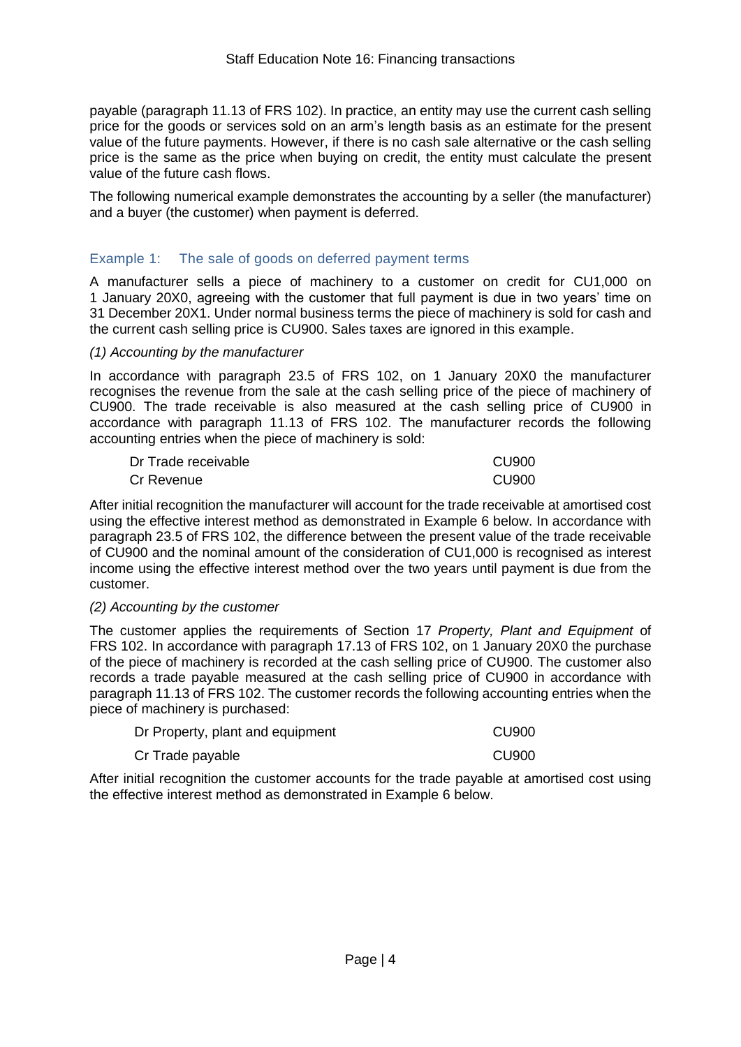payable (paragraph 11.13 of FRS 102). In practice, an entity may use the current cash selling price for the goods or services sold on an arm's length basis as an estimate for the present value of the future payments. However, if there is no cash sale alternative or the cash selling price is the same as the price when buying on credit, the entity must calculate the present value of the future cash flows.

The following numerical example demonstrates the accounting by a seller (the manufacturer) and a buyer (the customer) when payment is deferred.

### Example 1: The sale of goods on deferred payment terms

A manufacturer sells a piece of machinery to a customer on credit for CU1,000 on 1 January 20X0, agreeing with the customer that full payment is due in two years' time on 31 December 20X1. Under normal business terms the piece of machinery is sold for cash and the current cash selling price is CU900. Sales taxes are ignored in this example.

*(1) Accounting by the manufacturer*

In accordance with paragraph 23.5 of FRS 102, on 1 January 20X0 the manufacturer recognises the revenue from the sale at the cash selling price of the piece of machinery of CU900. The trade receivable is also measured at the cash selling price of CU900 in accordance with paragraph 11.13 of FRS 102. The manufacturer records the following accounting entries when the piece of machinery is sold:

| | |
|---|---|
| Dr Trade receivable | CU900 |
| Cr Revenue | CU900 |

After initial recognition the manufacturer will account for the trade receivable at amortised cost using the effective interest method as demonstrated in Example 6 below. In accordance with paragraph 23.5 of FRS 102, the difference between the present value of the trade receivable of CU900 and the nominal amount of the consideration of CU1,000 is recognised as interest income using the effective interest method over the two years until payment is due from the customer.

*(2) Accounting by the customer*

The customer applies the requirements of Section 17 *Property, Plant and Equipment* of FRS 102. In accordance with paragraph 17.13 of FRS 102, on 1 January 20X0 the purchase of the piece of machinery is recorded at the cash selling price of CU900. The customer also records a trade payable measured at the cash selling price of CU900 in accordance with paragraph 11.13 of FRS 102. The customer records the following accounting entries when the piece of machinery is purchased:

| | |
|---|---|
| Dr Property, plant and equipment | CU900 |
| Cr Trade payable | CU900 |

After initial recognition the customer accounts for the trade payable at amortised cost using the effective interest method as demonstrated in Example 6 below.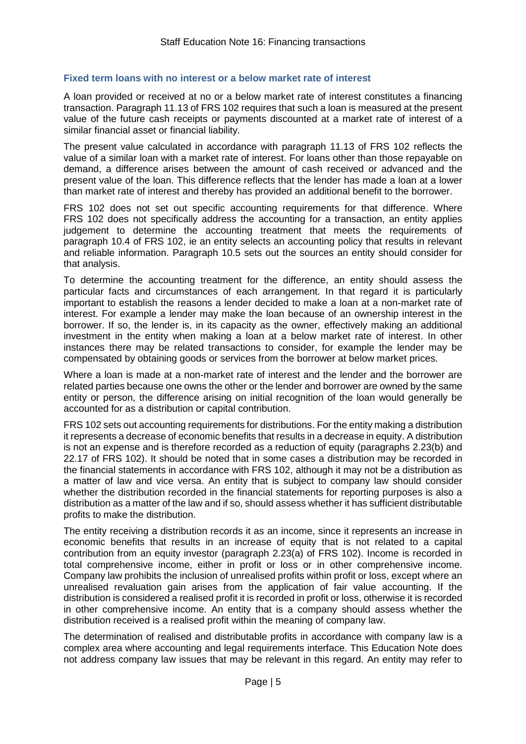### Fixed term loans with no interest or a below market rate of interest

A loan provided or received at no or a below market rate of interest constitutes a financing transaction. Paragraph 11.13 of FRS 102 requires that such a loan is measured at the present value of the future cash receipts or payments discounted at a market rate of interest of a similar financial asset or financial liability.

The present value calculated in accordance with paragraph 11.13 of FRS 102 reflects the value of a similar loan with a market rate of interest. For loans other than those repayable on demand, a difference arises between the amount of cash received or advanced and the present value of the loan. This difference reflects that the lender has made a loan at a lower than market rate of interest and thereby has provided an additional benefit to the borrower.

FRS 102 does not set out specific accounting requirements for that difference. Where FRS 102 does not specifically address the accounting for a transaction, an entity applies judgement to determine the accounting treatment that meets the requirements of paragraph 10.4 of FRS 102, ie an entity selects an accounting policy that results in relevant and reliable information. Paragraph 10.5 sets out the sources an entity should consider for that analysis.

To determine the accounting treatment for the difference, an entity should assess the particular facts and circumstances of each arrangement. In that regard it is particularly important to establish the reasons a lender decided to make a loan at a non-market rate of interest. For example a lender may make the loan because of an ownership interest in the borrower. If so, the lender is, in its capacity as the owner, effectively making an additional investment in the entity when making a loan at a below market rate of interest. In other instances there may be related transactions to consider, for example the lender may be compensated by obtaining goods or services from the borrower at below market prices.

Where a loan is made at a non-market rate of interest and the lender and the borrower are related parties because one owns the other or the lender and borrower are owned by the same entity or person, the difference arising on initial recognition of the loan would generally be accounted for as a distribution or capital contribution.

FRS 102 sets out accounting requirements for distributions. For the entity making a distribution it represents a decrease of economic benefits that results in a decrease in equity. A distribution is not an expense and is therefore recorded as a reduction of equity (paragraphs 2.23(b) and 22.17 of FRS 102). It should be noted that in some cases a distribution may be recorded in the financial statements in accordance with FRS 102, although it may not be a distribution as a matter of law and vice versa. An entity that is subject to company law should consider whether the distribution recorded in the financial statements for reporting purposes is also a distribution as a matter of the law and if so, should assess whether it has sufficient distributable profits to make the distribution.

The entity receiving a distribution records it as an income, since it represents an increase in economic benefits that results in an increase of equity that is not related to a capital contribution from an equity investor (paragraph 2.23(a) of FRS 102). Income is recorded in total comprehensive income, either in profit or loss or in other comprehensive income. Company law prohibits the inclusion of unrealised profits within profit or loss, except where an unrealised revaluation gain arises from the application of fair value accounting. If the distribution is considered a realised profit it is recorded in profit or loss, otherwise it is recorded in other comprehensive income. An entity that is a company should assess whether the distribution received is a realised profit within the meaning of company law.

The determination of realised and distributable profits in accordance with company law is a complex area where accounting and legal requirements interface. This Education Note does not address company law issues that may be relevant in this regard. An entity may refer to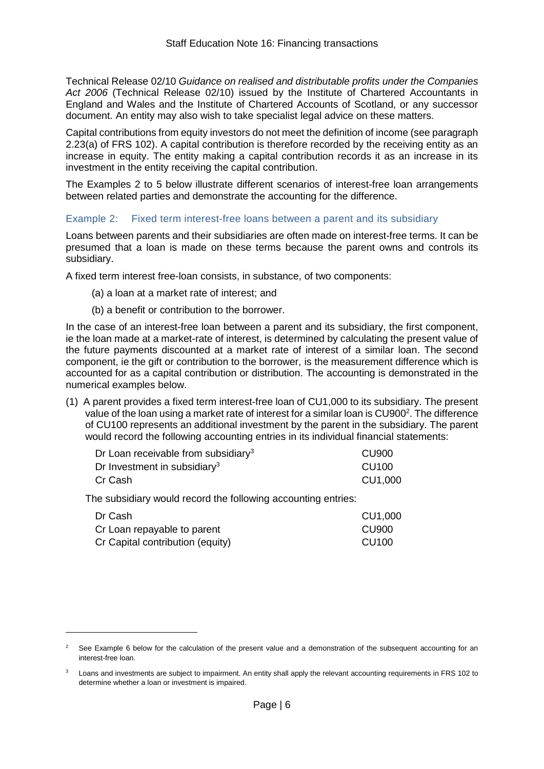Technical Release 02/10 *Guidance on realised and distributable profits under the Companies Act 2006* (Technical Release 02/10) issued by the Institute of Chartered Accountants in England and Wales and the Institute of Chartered Accounts of Scotland, or any successor document. An entity may also wish to take specialist legal advice on these matters.

Capital contributions from equity investors do not meet the definition of income (see paragraph 2.23(a) of FRS 102). A capital contribution is therefore recorded by the receiving entity as an increase in equity. The entity making a capital contribution records it as an increase in its investment in the entity receiving the capital contribution.

The Examples 2 to 5 below illustrate different scenarios of interest-free loan arrangements between related parties and demonstrate the accounting for the difference.

### Example 2: Fixed term interest-free loans between a parent and its subsidiary

Loans between parents and their subsidiaries are often made on interest-free terms. It can be presumed that a loan is made on these terms because the parent owns and controls its subsidiary.

A fixed term interest free-loan consists, in substance, of two components:

(a) a loan at a market rate of interest; and

(b) a benefit or contribution to the borrower.

In the case of an interest-free loan between a parent and its subsidiary, the first component, ie the loan made at a market-rate of interest, is determined by calculating the present value of the future payments discounted at a market rate of interest of a similar loan. The second component, ie the gift or contribution to the borrower, is the measurement difference which is accounted for as a capital contribution or distribution. The accounting is demonstrated in the numerical examples below.

(1) A parent provides a fixed term interest-free loan of CU1,000 to its subsidiary. The present value of the loan using a market rate of interest for a similar loan is CU900[2]. The difference of CU100 represents an additional investment by the parent in the subsidiary. The parent would record the following accounting entries in its individual financial statements:

| | |
|---|---|
| Dr Loan receivable from subsidiary[3] | CU900 |
| Dr Investment in subsidiary[3] | CU100 |
| Cr Cash | CU1,000 |

The subsidiary would record the following accounting entries:

| | |
|---|---|
| Dr Cash | CU1,000 |
| Cr Loan repayable to parent | CU900 |
| Cr Capital contribution (equity) | CU100 |

[2] See Example 6 below for the calculation of the present value and a demonstration of the subsequent accounting for an interest-free loan.

[3] Loans and investments are subject to impairment. An entity shall apply the relevant accounting requirements in FRS 102 to determine whether a loan or investment is impaired.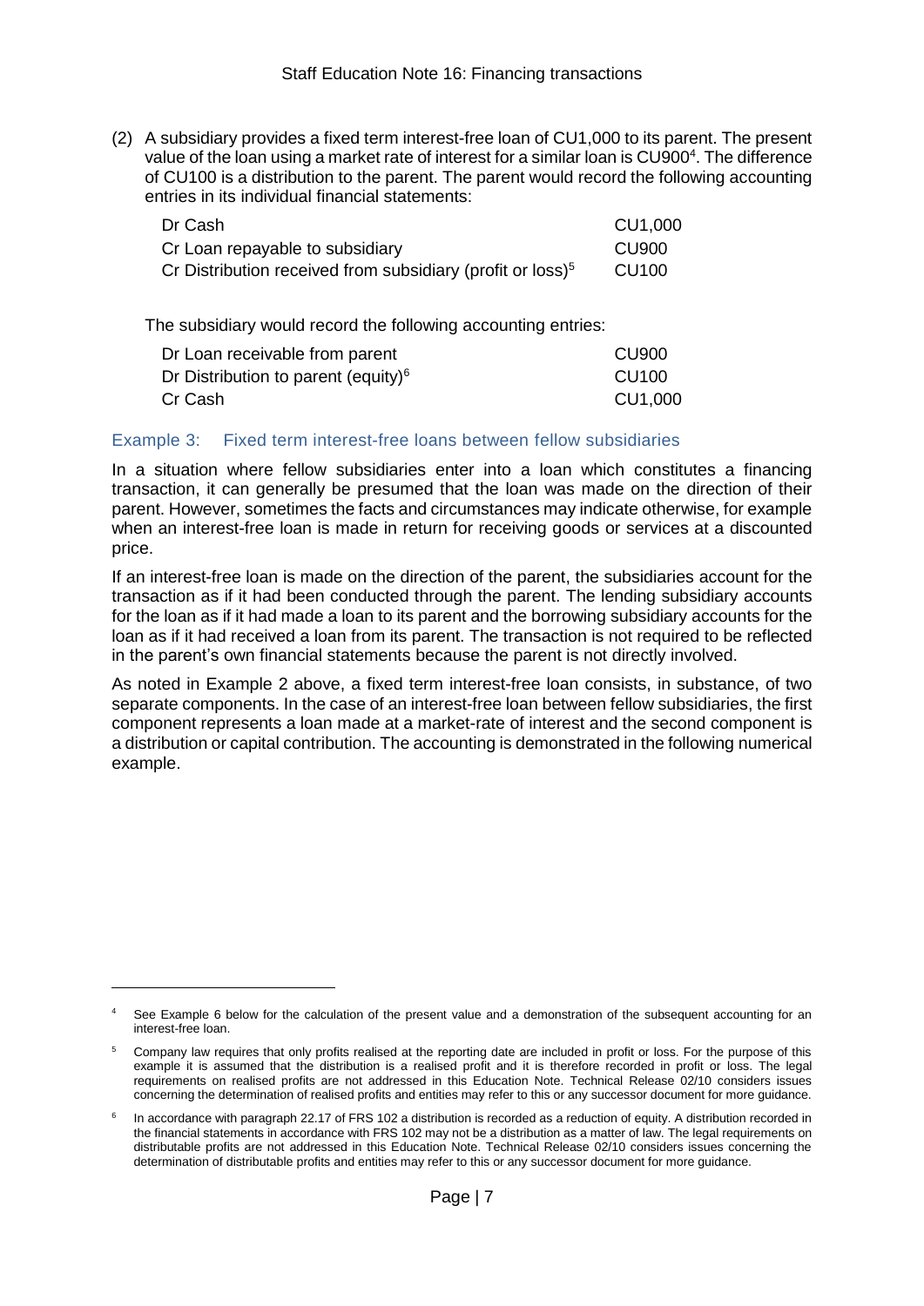(2) A subsidiary provides a fixed term interest-free loan of CU1,000 to its parent. The present value of the loan using a market rate of interest for a similar loan is CU900[4]. The difference of CU100 is a distribution to the parent. The parent would record the following accounting entries in its individual financial statements:

| | |
|---|---|
| Dr Cash | CU1,000 |
| Cr Loan repayable to subsidiary | CU900 |
| Cr Distribution received from subsidiary (profit or loss)[5] | CU100 |

The subsidiary would record the following accounting entries:

| | |
|---|---|
| Dr Loan receivable from parent | CU900 |
| Dr Distribution to parent (equity)[6] | CU100 |
| Cr Cash | CU1,000 |

### Example 3: Fixed term interest-free loans between fellow subsidiaries

In a situation where fellow subsidiaries enter into a loan which constitutes a financing transaction, it can generally be presumed that the loan was made on the direction of their parent. However, sometimes the facts and circumstances may indicate otherwise, for example when an interest-free loan is made in return for receiving goods or services at a discounted price.

If an interest-free loan is made on the direction of the parent, the subsidiaries account for the transaction as if it had been conducted through the parent. The lending subsidiary accounts for the loan as if it had made a loan to its parent and the borrowing subsidiary accounts for the loan as if it had received a loan from its parent. The transaction is not required to be reflected in the parent's own financial statements because the parent is not directly involved.

As noted in Example 2 above, a fixed term interest-free loan consists, in substance, of two separate components. In the case of an interest-free loan between fellow subsidiaries, the first component represents a loan made at a market-rate of interest and the second component is a distribution or capital contribution. The accounting is demonstrated in the following numerical example.

---

[4] See Example 6 below for the calculation of the present value and a demonstration of the subsequent accounting for an interest-free loan.

[5] Company law requires that only profits realised at the reporting date are included in profit or loss. For the purpose of this example it is assumed that the distribution is a realised profit and it is therefore recorded in profit or loss. The legal requirements on realised profits are not addressed in this Education Note. Technical Release 02/10 considers issues concerning the determination of realised profits and entities may refer to this or any successor document for more guidance.

[6] In accordance with paragraph 22.17 of FRS 102 a distribution is recorded as a reduction of equity. A distribution recorded in the financial statements in accordance with FRS 102 may not be a distribution as a matter of law. The legal requirements on distributable profits are not addressed in this Education Note. Technical Release 02/10 considers issues concerning the determination of distributable profits and entities may refer to this or any successor document for more guidance.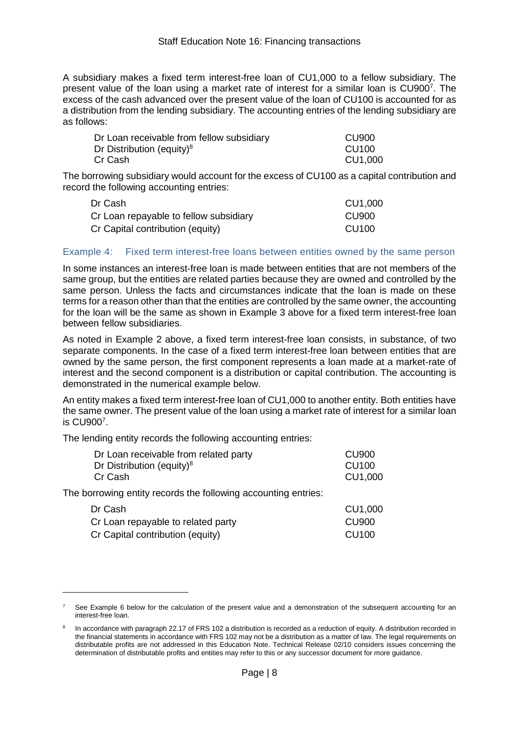A subsidiary makes a fixed term interest-free loan of CU1,000 to a fellow subsidiary. The present value of the loan using a market rate of interest for a similar loan is CU900[7]. The excess of the cash advanced over the present value of the loan of CU100 is accounted for as a distribution from the lending subsidiary. The accounting entries of the lending subsidiary are as follows:

| | |
|---|---|
| Dr Loan receivable from fellow subsidiary | CU900 |
| Dr Distribution (equity)[8] | CU100 |
| Cr Cash | CU1,000 |

The borrowing subsidiary would account for the excess of CU100 as a capital contribution and record the following accounting entries:

| | |
|---|---|
| Dr Cash | CU1,000 |
| Cr Loan repayable to fellow subsidiary | CU900 |
| Cr Capital contribution (equity) | CU100 |

### Example 4: Fixed term interest-free loans between entities owned by the same person

In some instances an interest-free loan is made between entities that are not members of the same group, but the entities are related parties because they are owned and controlled by the same person. Unless the facts and circumstances indicate that the loan is made on these terms for a reason other than that the entities are controlled by the same owner, the accounting for the loan will be the same as shown in Example 3 above for a fixed term interest-free loan between fellow subsidiaries.

As noted in Example 2 above, a fixed term interest-free loan consists, in substance, of two separate components. In the case of a fixed term interest-free loan between entities that are owned by the same person, the first component represents a loan made at a market-rate of interest and the second component is a distribution or capital contribution. The accounting is demonstrated in the numerical example below.

An entity makes a fixed term interest-free loan of CU1,000 to another entity. Both entities have the same owner. The present value of the loan using a market rate of interest for a similar loan is CU900[7].

The lending entity records the following accounting entries:

| | |
|---|---|
| Dr Loan receivable from related party | CU900 |
| Dr Distribution (equity)[8] | CU100 |
| Cr Cash | CU1,000 |

The borrowing entity records the following accounting entries:

| | |
|---|---|
| Dr Cash | CU1,000 |
| Cr Loan repayable to related party | CU900 |
| Cr Capital contribution (equity) | CU100 |

---

[7] See Example 6 below for the calculation of the present value and a demonstration of the subsequent accounting for an interest-free loan.

[8] In accordance with paragraph 22.17 of FRS 102 a distribution is recorded as a reduction of equity. A distribution recorded in the financial statements in accordance with FRS 102 may not be a distribution as a matter of law. The legal requirements on distributable profits are not addressed in this Education Note. Technical Release 02/10 considers issues concerning the determination of distributable profits and entities may refer to this or any successor document for more guidance.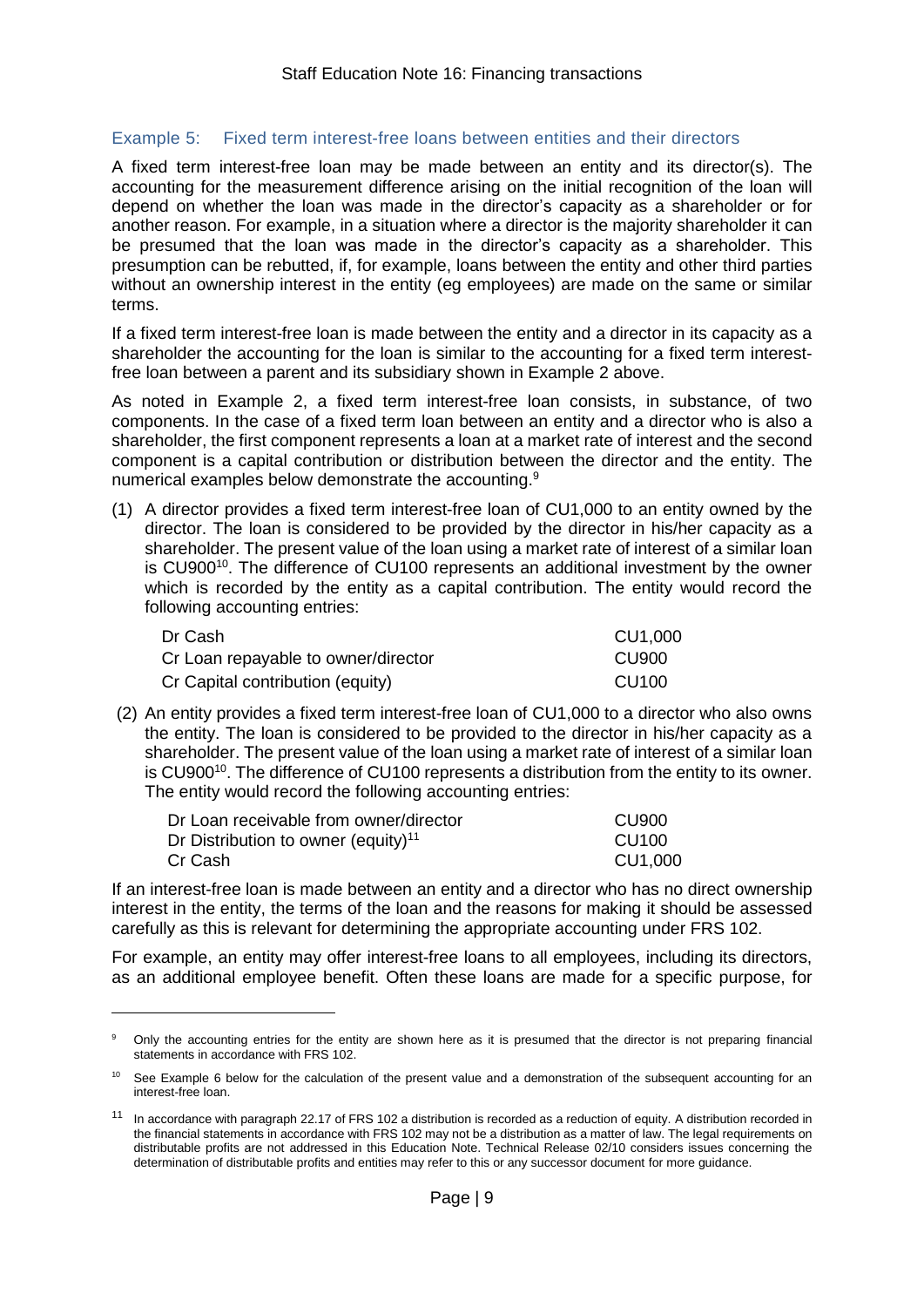### Example 5: Fixed term interest-free loans between entities and their directors

A fixed term interest-free loan may be made between an entity and its director(s). The accounting for the measurement difference arising on the initial recognition of the loan will depend on whether the loan was made in the director's capacity as a shareholder or for another reason. For example, in a situation where a director is the majority shareholder it can be presumed that the loan was made in the director's capacity as a shareholder. This presumption can be rebutted, if, for example, loans between the entity and other third parties without an ownership interest in the entity (eg employees) are made on the same or similar terms.

If a fixed term interest-free loan is made between the entity and a director in its capacity as a shareholder the accounting for the loan is similar to the accounting for a fixed term interest-free loan between a parent and its subsidiary shown in Example 2 above.

As noted in Example 2, a fixed term interest-free loan consists, in substance, of two components. In the case of a fixed term loan between an entity and a director who is also a shareholder, the first component represents a loan at a market rate of interest and the second component is a capital contribution or distribution between the director and the entity. The numerical examples below demonstrate the accounting.[9]

(1) A director provides a fixed term interest-free loan of CU1,000 to an entity owned by the director. The loan is considered to be provided by the director in his/her capacity as a shareholder. The present value of the loan using a market rate of interest of a similar loan is CU900[10]. The difference of CU100 represents an additional investment by the owner which is recorded by the entity as a capital contribution. The entity would record the following accounting entries:

| | |
|---|---|
| Dr Cash | CU1,000 |
| Cr Loan repayable to owner/director | CU900 |
| Cr Capital contribution (equity) | CU100 |

(2) An entity provides a fixed term interest-free loan of CU1,000 to a director who also owns the entity. The loan is considered to be provided to the director in his/her capacity as a shareholder. The present value of the loan using a market rate of interest of a similar loan is CU900[10]. The difference of CU100 represents a distribution from the entity to its owner. The entity would record the following accounting entries:

| | |
|---|---|
| Dr Loan receivable from owner/director | CU900 |
| Dr Distribution to owner (equity)[11] | CU100 |
| Cr Cash | CU1,000 |

If an interest-free loan is made between an entity and a director who has no direct ownership interest in the entity, the terms of the loan and the reasons for making it should be assessed carefully as this is relevant for determining the appropriate accounting under FRS 102.

For example, an entity may offer interest-free loans to all employees, including its directors, as an additional employee benefit. Often these loans are made for a specific purpose, for

---

[9] Only the accounting entries for the entity are shown here as it is presumed that the director is not preparing financial statements in accordance with FRS 102.

[10] See Example 6 below for the calculation of the present value and a demonstration of the subsequent accounting for an interest-free loan.

[11] In accordance with paragraph 22.17 of FRS 102 a distribution is recorded as a reduction of equity. A distribution recorded in the financial statements in accordance with FRS 102 may not be a distribution as a matter of law. The legal requirements on distributable profits are not addressed in this Education Note. Technical Release 02/10 considers issues concerning the determination of distributable profits and entities may refer to this or any successor document for more guidance.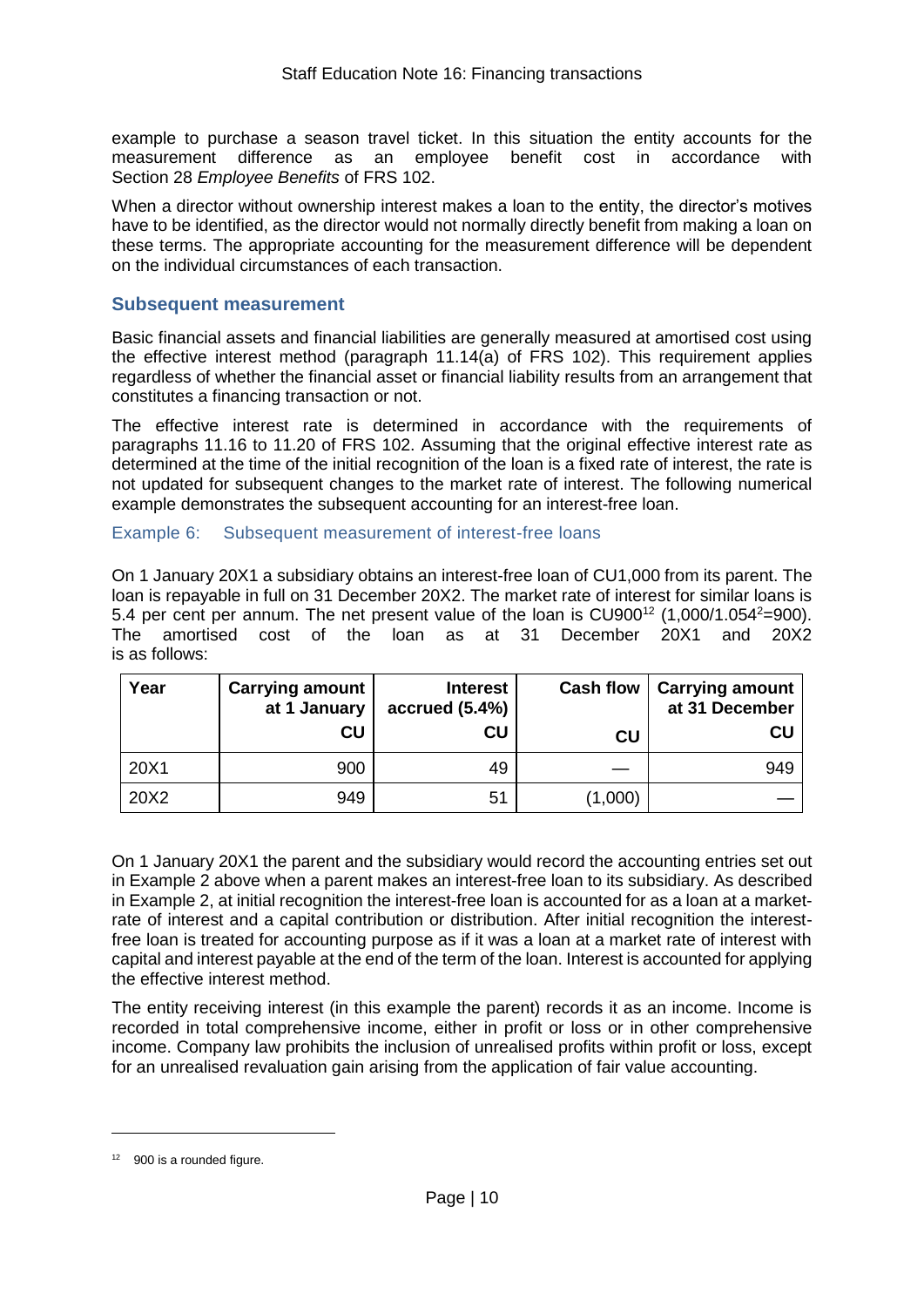example to purchase a season travel ticket. In this situation the entity accounts for the measurement difference as an employee benefit cost in accordance with Section 28 *Employee Benefits* of FRS 102.

When a director without ownership interest makes a loan to the entity, the director's motives have to be identified, as the director would not normally directly benefit from making a loan on these terms. The appropriate accounting for the measurement difference will be dependent on the individual circumstances of each transaction.

## Subsequent measurement

Basic financial assets and financial liabilities are generally measured at amortised cost using the effective interest method (paragraph 11.14(a) of FRS 102). This requirement applies regardless of whether the financial asset or financial liability results from an arrangement that constitutes a financing transaction or not.

The effective interest rate is determined in accordance with the requirements of paragraphs 11.16 to 11.20 of FRS 102. Assuming that the original effective interest rate as determined at the time of the initial recognition of the loan is a fixed rate of interest, the rate is not updated for subsequent changes to the market rate of interest. The following numerical example demonstrates the subsequent accounting for an interest-free loan.

### Example 6: Subsequent measurement of interest-free loans

On 1 January 20X1 a subsidiary obtains an interest-free loan of CU1,000 from its parent. The loan is repayable in full on 31 December 20X2. The market rate of interest for similar loans is 5.4 per cent per annum. The net present value of the loan is CU900[12] ($1{,}000/1.054^2=900$). The amortised cost of the loan as at 31 December 20X1 and 20X2 is as follows:

| Year | Carrying amount at 1 January CU | Interest accrued (5.4%) CU | Cash flow CU | Carrying amount at 31 December CU |
|---|---|---|---|---|
| 20X1 | 900 | 49 | — | 949 |
| 20X2 | 949 | 51 | (1,000) | — |

On 1 January 20X1 the parent and the subsidiary would record the accounting entries set out in Example 2 above when a parent makes an interest-free loan to its subsidiary. As described in Example 2, at initial recognition the interest-free loan is accounted for as a loan at a market-rate of interest and a capital contribution or distribution. After initial recognition the interest-free loan is treated for accounting purpose as if it was a loan at a market rate of interest with capital and interest payable at the end of the term of the loan. Interest is accounted for applying the effective interest method.

The entity receiving interest (in this example the parent) records it as an income. Income is recorded in total comprehensive income, either in profit or loss or in other comprehensive income. Company law prohibits the inclusion of unrealised profits within profit or loss, except for an unrealised revaluation gain arising from the application of fair value accounting.

---

[12] 900 is a rounded figure.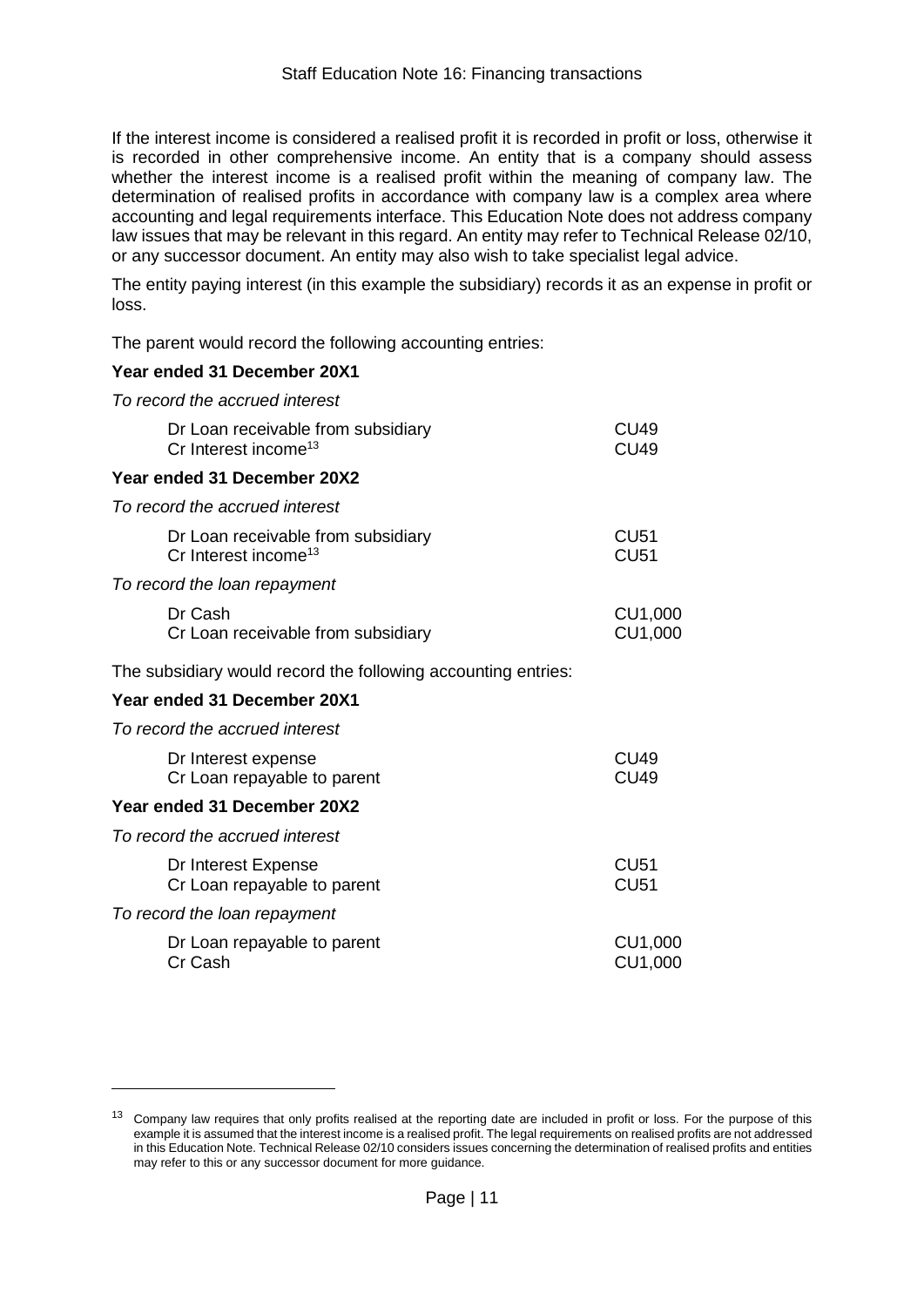If the interest income is considered a realised profit it is recorded in profit or loss, otherwise it is recorded in other comprehensive income. An entity that is a company should assess whether the interest income is a realised profit within the meaning of company law. The determination of realised profits in accordance with company law is a complex area where accounting and legal requirements interface. This Education Note does not address company law issues that may be relevant in this regard. An entity may refer to Technical Release 02/10, or any successor document. An entity may also wish to take specialist legal advice.

The entity paying interest (in this example the subsidiary) records it as an expense in profit or loss.

The parent would record the following accounting entries:

**Year ended 31 December 20X1**

*To record the accrued interest*

| | |
|---|---|
| Dr Loan receivable from subsidiary | CU49 |
| Cr Interest income[13] | CU49 |

**Year ended 31 December 20X2**

*To record the accrued interest*

| | |
|---|---|
| Dr Loan receivable from subsidiary | CU51 |
| Cr Interest income[13] | CU51 |

*To record the loan repayment*

| | |
|---|---|
| Dr Cash | CU1,000 |
| Cr Loan receivable from subsidiary | CU1,000 |

The subsidiary would record the following accounting entries:

**Year ended 31 December 20X1**

*To record the accrued interest*

| | |
|---|---|
| Dr Interest expense | CU49 |
| Cr Loan repayable to parent | CU49 |

**Year ended 31 December 20X2**

*To record the accrued interest*

| | |
|---|---|
| Dr Interest Expense | CU51 |
| Cr Loan repayable to parent | CU51 |

*To record the loan repayment*

| | |
|---|---|
| Dr Loan repayable to parent | CU1,000 |
| Cr Cash | CU1,000 |

---

[13] Company law requires that only profits realised at the reporting date are included in profit or loss. For the purpose of this example it is assumed that the interest income is a realised profit. The legal requirements on realised profits are not addressed in this Education Note. Technical Release 02/10 considers issues concerning the determination of realised profits and entities may refer to this or any successor document for more guidance.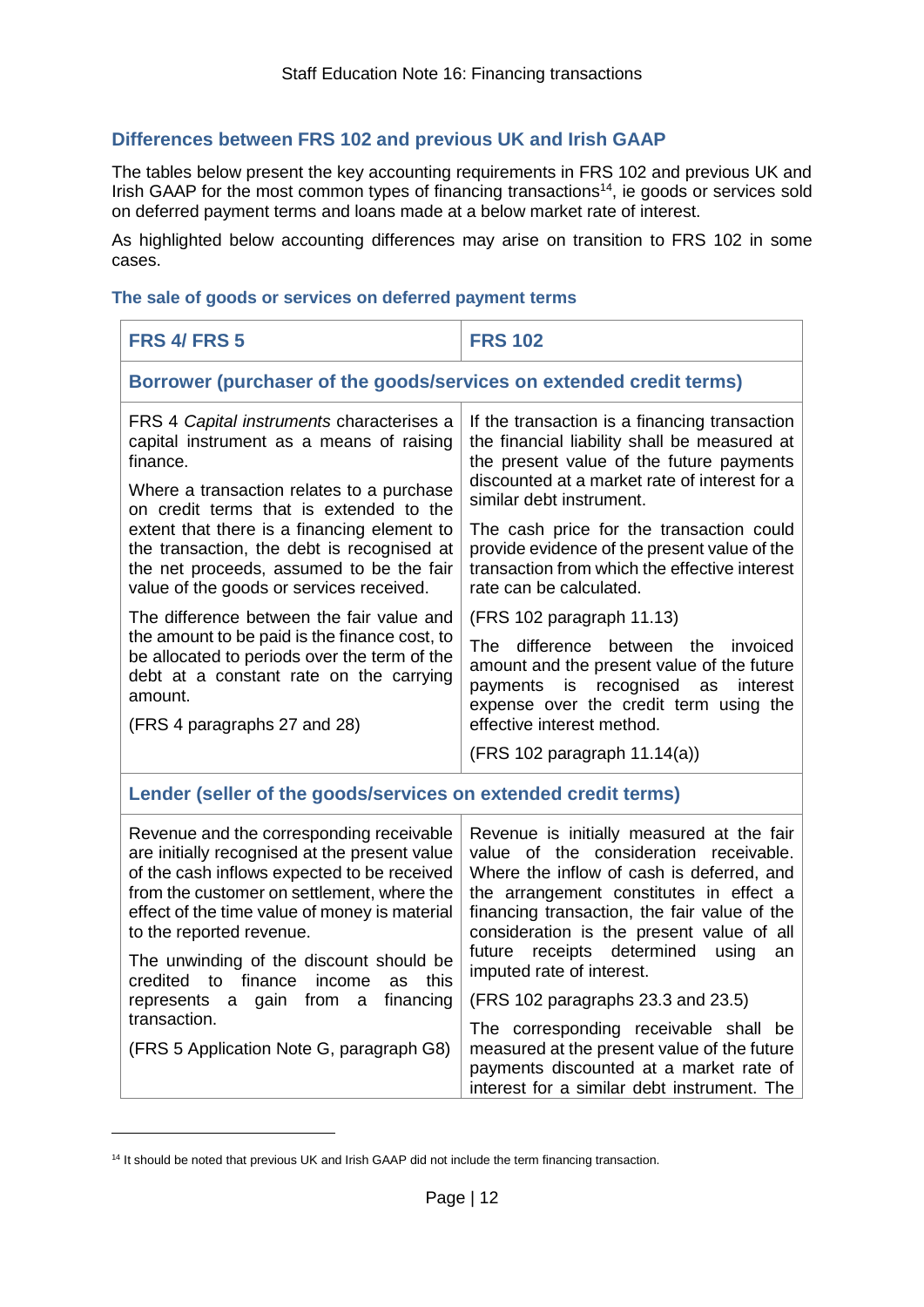## Differences between FRS 102 and previous UK and Irish GAAP

The tables below present the key accounting requirements in FRS 102 and previous UK and Irish GAAP for the most common types of financing transactions[14], ie goods or services sold on deferred payment terms and loans made at a below market rate of interest.

As highlighted below accounting differences may arise on transition to FRS 102 in some cases.

### The sale of goods or services on deferred payment terms

| FRS 4/ FRS 5 | FRS 102 |
|---|---|
| **Borrower (purchaser of the goods/services on extended credit terms)** | |
| FRS 4 *Capital instruments* characterises a capital instrument as a means of raising finance.<br><br>Where a transaction relates to a purchase on credit terms that is extended to the extent that there is a financing element to the transaction, the debt is recognised at the net proceeds, assumed to be the fair value of the goods or services received.<br><br>The difference between the fair value and the amount to be paid is the finance cost, to be allocated to periods over the term of the debt at a constant rate on the carrying amount.<br><br>(FRS 4 paragraphs 27 and 28) | If the transaction is a financing transaction the financial liability shall be measured at the present value of the future payments discounted at a market rate of interest for a similar debt instrument.<br><br>The cash price for the transaction could provide evidence of the present value of the transaction from which the effective interest rate can be calculated.<br><br>(FRS 102 paragraph 11.13)<br><br>The difference between the invoiced amount and the present value of the future payments is recognised as interest expense over the credit term using the effective interest method.<br><br>(FRS 102 paragraph 11.14(a)) |
| **Lender (seller of the goods/services on extended credit terms)** | |
| Revenue and the corresponding receivable are initially recognised at the present value of the cash inflows expected to be received from the customer on settlement, where the effect of the time value of money is material to the reported revenue.<br><br>The unwinding of the discount should be credited to finance income as this represents a gain from a financing transaction.<br><br>(FRS 5 Application Note G, paragraph G8) | Revenue is initially measured at the fair value of the consideration receivable. Where the inflow of cash is deferred, and the arrangement constitutes in effect a financing transaction, the fair value of the consideration is the present value of all future receipts determined using an imputed rate of interest.<br><br>(FRS 102 paragraphs 23.3 and 23.5)<br><br>The corresponding receivable shall be measured at the present value of the future payments discounted at a market rate of interest for a similar debt instrument. The |

[14] It should be noted that previous UK and Irish GAAP did not include the term financing transaction.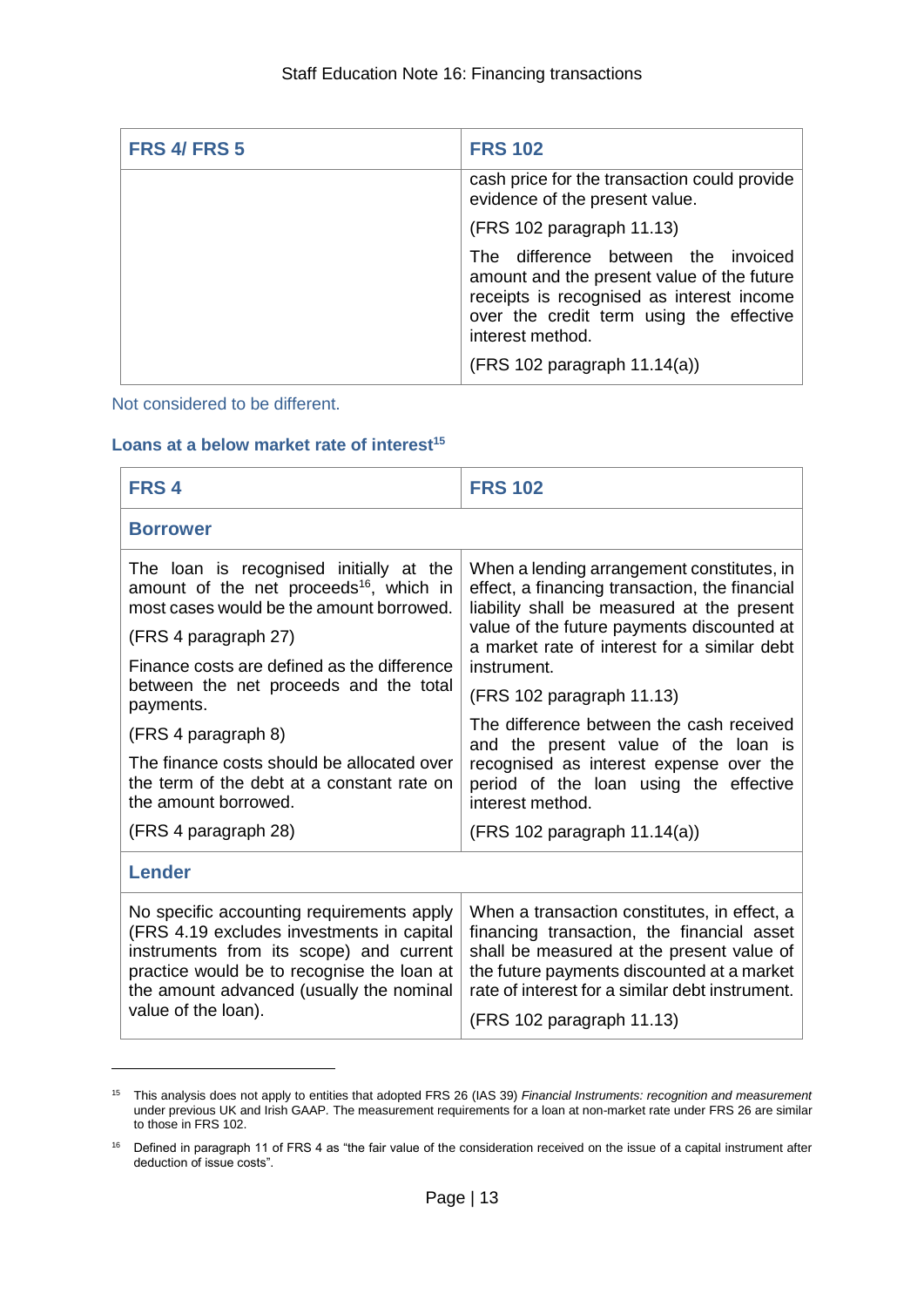| FRS 4/ FRS 5 | FRS 102 |
|---|---|
| | cash price for the transaction could provide evidence of the present value.<br><br>(FRS 102 paragraph 11.13)<br><br>The difference between the invoiced amount and the present value of the future receipts is recognised as interest income over the credit term using the effective interest method.<br><br>(FRS 102 paragraph 11.14(a)) |

Not considered to be different.

### Loans at a below market rate of interest[15]

| FRS 4 | FRS 102 |
|---|---|
| **Borrower** | |
| The loan is recognised initially at the amount of the net proceeds[16], which in most cases would be the amount borrowed.<br><br>(FRS 4 paragraph 27)<br><br>Finance costs are defined as the difference between the net proceeds and the total payments.<br><br>(FRS 4 paragraph 8)<br><br>The finance costs should be allocated over the term of the debt at a constant rate on the amount borrowed.<br><br>(FRS 4 paragraph 28) | When a lending arrangement constitutes, in effect, a financing transaction, the financial liability shall be measured at the present value of the future payments discounted at a market rate of interest for a similar debt instrument.<br><br>(FRS 102 paragraph 11.13)<br><br>The difference between the cash received and the present value of the loan is recognised as interest expense over the period of the loan using the effective interest method.<br><br>(FRS 102 paragraph 11.14(a)) |
| **Lender** | |
| No specific accounting requirements apply (FRS 4.19 excludes investments in capital instruments from its scope) and current practice would be to recognise the loan at the amount advanced (usually the nominal value of the loan). | When a transaction constitutes, in effect, a financing transaction, the financial asset shall be measured at the present value of the future payments discounted at a market rate of interest for a similar debt instrument.<br><br>(FRS 102 paragraph 11.13) |

[15] This analysis does not apply to entities that adopted FRS 26 (IAS 39) *Financial Instruments: recognition and measurement* under previous UK and Irish GAAP. The measurement requirements for a loan at non-market rate under FRS 26 are similar to those in FRS 102.

[16] Defined in paragraph 11 of FRS 4 as "the fair value of the consideration received on the issue of a capital instrument after deduction of issue costs".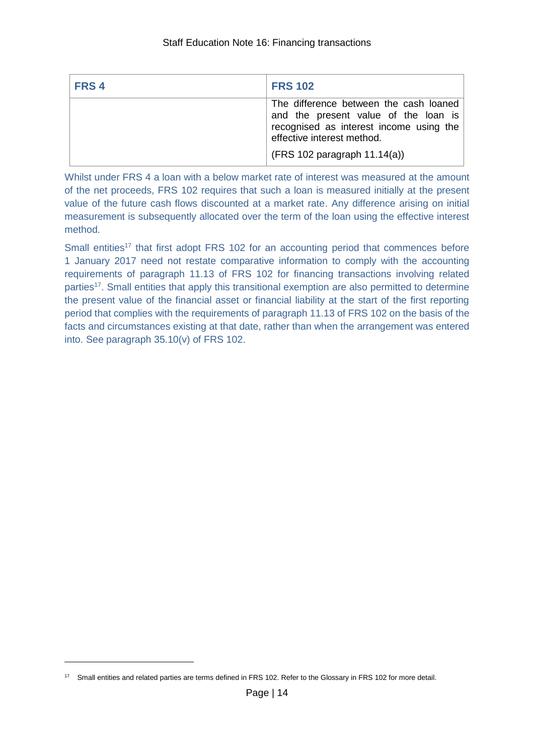| FRS 4 | FRS 102 |
| --- | --- |
| | The difference between the cash loaned and the present value of the loan is recognised as interest income using the effective interest method.<br><br>(FRS 102 paragraph 11.14(a)) |

Whilst under FRS 4 a loan with a below market rate of interest was measured at the amount of the net proceeds, FRS 102 requires that such a loan is measured initially at the present value of the future cash flows discounted at a market rate. Any difference arising on initial measurement is subsequently allocated over the term of the loan using the effective interest method.

Small entities[17] that first adopt FRS 102 for an accounting period that commences before 1 January 2017 need not restate comparative information to comply with the accounting requirements of paragraph 11.13 of FRS 102 for financing transactions involving related parties[17]. Small entities that apply this transitional exemption are also permitted to determine the present value of the financial asset or financial liability at the start of the first reporting period that complies with the requirements of paragraph 11.13 of FRS 102 on the basis of the facts and circumstances existing at that date, rather than when the arrangement was entered into. See paragraph 35.10(v) of FRS 102.

[17] Small entities and related parties are terms defined in FRS 102. Refer to the Glossary in FRS 102 for more detail.